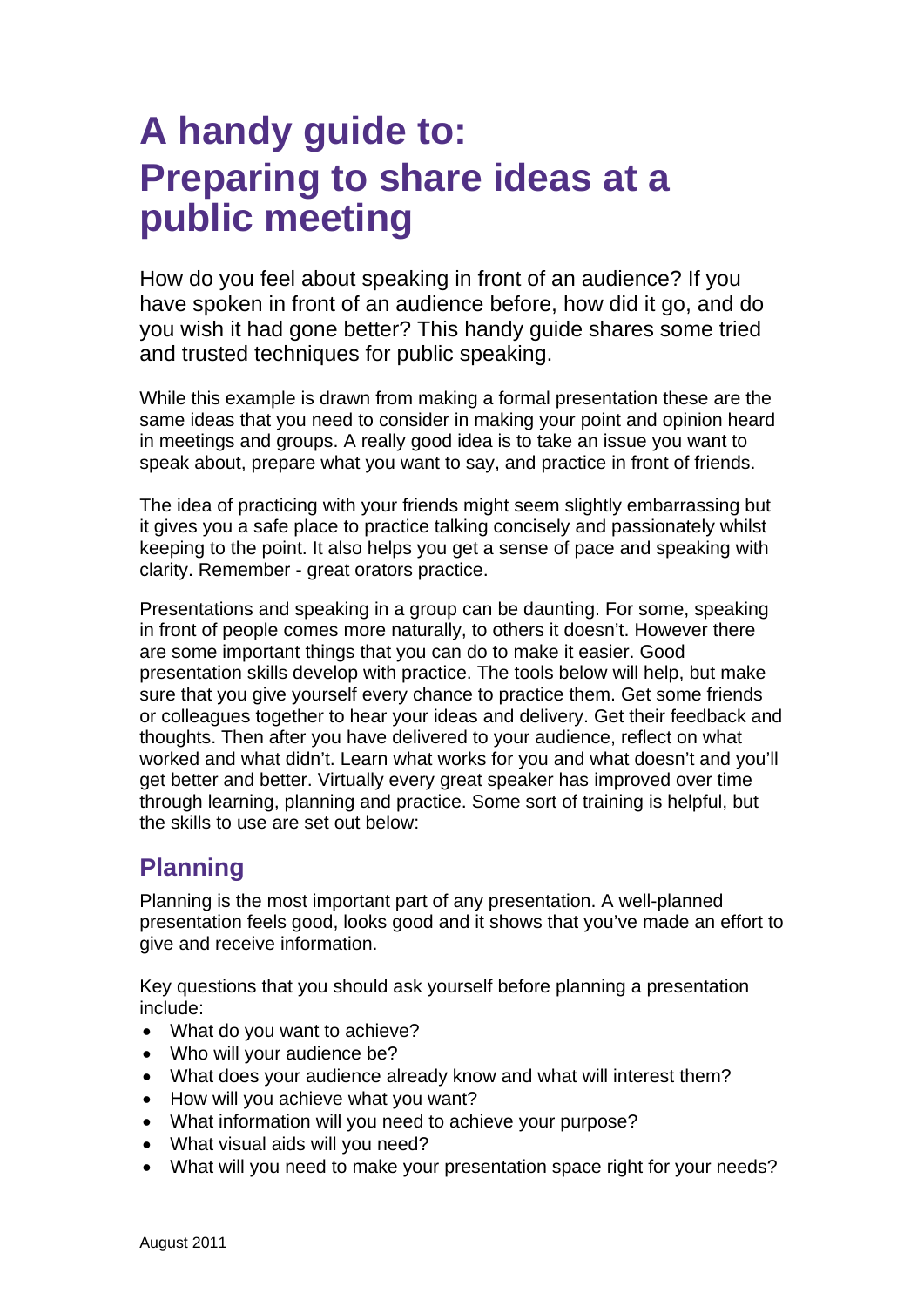# A handy guide to: Preparing to share ideas at a public meeting

How do you feel about speaking in front of an audience? If you have spoken in front of an audience before, how did it go, and do you wish it had gone better? This handy guide shares some tried and trusted techniques for public speaking.

While this example is drawn from making a formal presentation these are the same ideas that you need to consider in making your point and opinion heard in meetings and groups. A really good idea is to take an issue you want to speak about, prepare what you want to say, and practice in front of friends.

The idea of practicing with your friends might seem slightly embarrassing but it gives you a safe place to practice talking concisely and passionately whilst keeping to the point. It also helps you get a sense of pace and speaking with clarity. Remember - great orators practice.

Presentations and speaking in a group can be daunting. For some, speaking in front of people comes more naturally, to others it doesn't. However there are some important things that you can do to make it easier. Good presentation skills develop with practice. The tools below will help, but make sure that you give yourself every chance to practice them. Get some friends or colleagues together to hear your ideas and delivery. Get their feedback and thoughts. Then after you have delivered to your audience, reflect on what worked and what didn't. Learn what works for you and what doesn't and you'll get better and better. Virtually every great speaker has improved over time through learning, planning and practice. Some sort of training is helpful, but the skills to use are set out below:

## Planning

Planning is the most important part of any presentation. A well-planned presentation feels good, looks good and it shows that you've made an effort to give and receive information.

Key questions that you should ask yourself before planning a presentation include:

- What do you want to achieve?
- Who will your audience be?
- What does your audience already know and what will interest them?
- How will you achieve what you want?
- What information will you need to achieve your purpose?
- What visual aids will you need?
- What will you need to make your presentation space right for your needs?

August 2011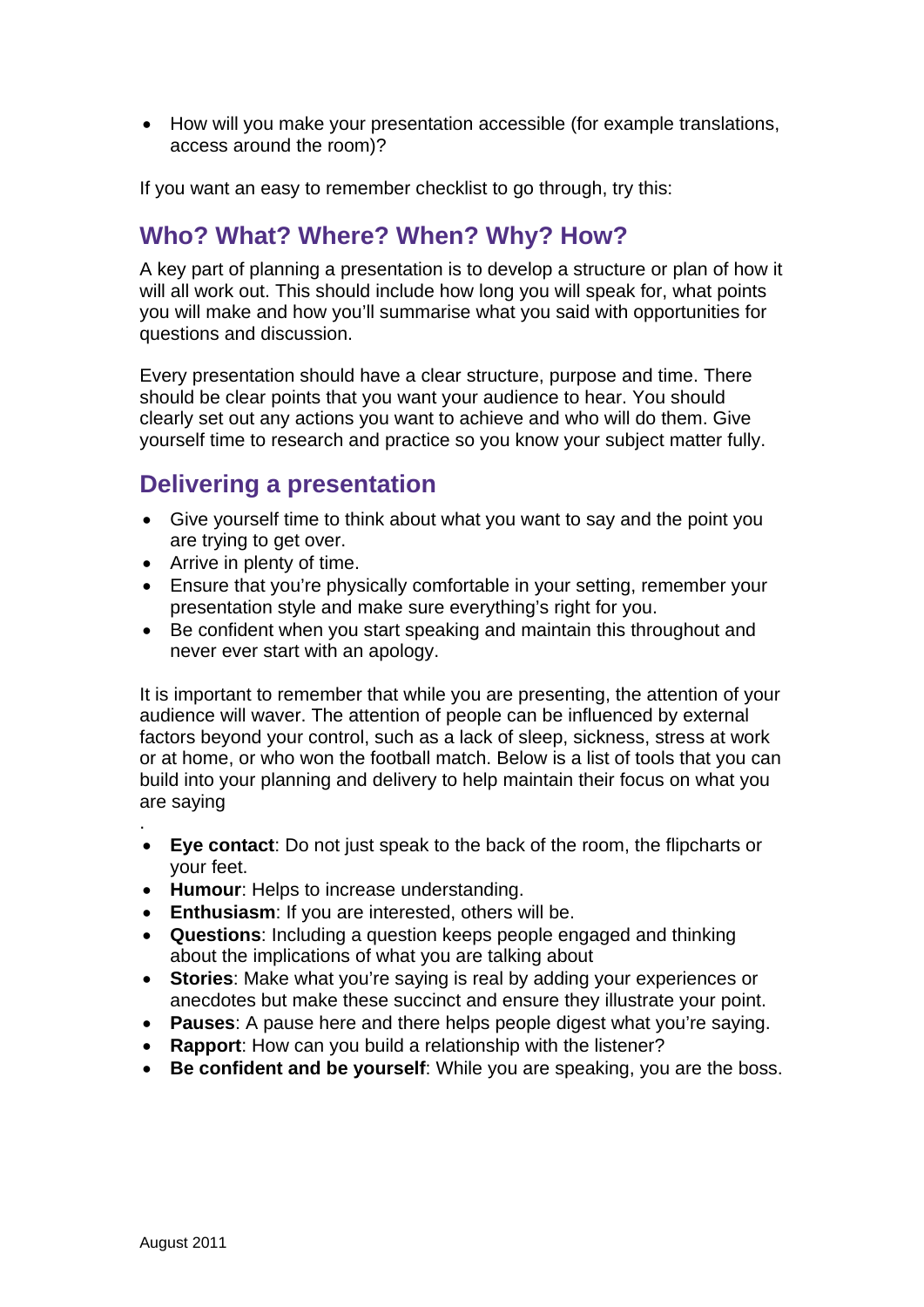- How will you make your presentation accessible (for example translations, access around the room)?

If you want an easy to remember checklist to go through, try this:

## Who? What? Where? When? Why? How?

A key part of planning a presentation is to develop a structure or plan of how it will all work out. This should include how long you will speak for, what points you will make and how you'll summarise what you said with opportunities for questions and discussion.

Every presentation should have a clear structure, purpose and time. There should be clear points that you want your audience to hear. You should clearly set out any actions you want to achieve and who will do them. Give yourself time to research and practice so you know your subject matter fully.

## Delivering a presentation

- Give yourself time to think about what you want to say and the point you are trying to get over.
- Arrive in plenty of time.
- Ensure that you're physically comfortable in your setting, remember your presentation style and make sure everything's right for you.
- Be confident when you start speaking and maintain this throughout and never ever start with an apology.

It is important to remember that while you are presenting, the attention of your audience will waver. The attention of people can be influenced by external factors beyond your control, such as a lack of sleep, sickness, stress at work or at home, or who won the football match. Below is a list of tools that you can build into your planning and delivery to help maintain their focus on what you are saying

.

- **Eye contact**: Do not just speak to the back of the room, the flipcharts or your feet.
- **Humour**: Helps to increase understanding.
- **Enthusiasm**: If you are interested, others will be.
- **Questions**: Including a question keeps people engaged and thinking about the implications of what you are talking about
- **Stories**: Make what you're saying is real by adding your experiences or anecdotes but make these succinct and ensure they illustrate your point.
- **Pauses**: A pause here and there helps people digest what you're saying.
- **Rapport**: How can you build a relationship with the listener?
- **Be confident and be yourself**: While you are speaking, you are the boss.

August 2011